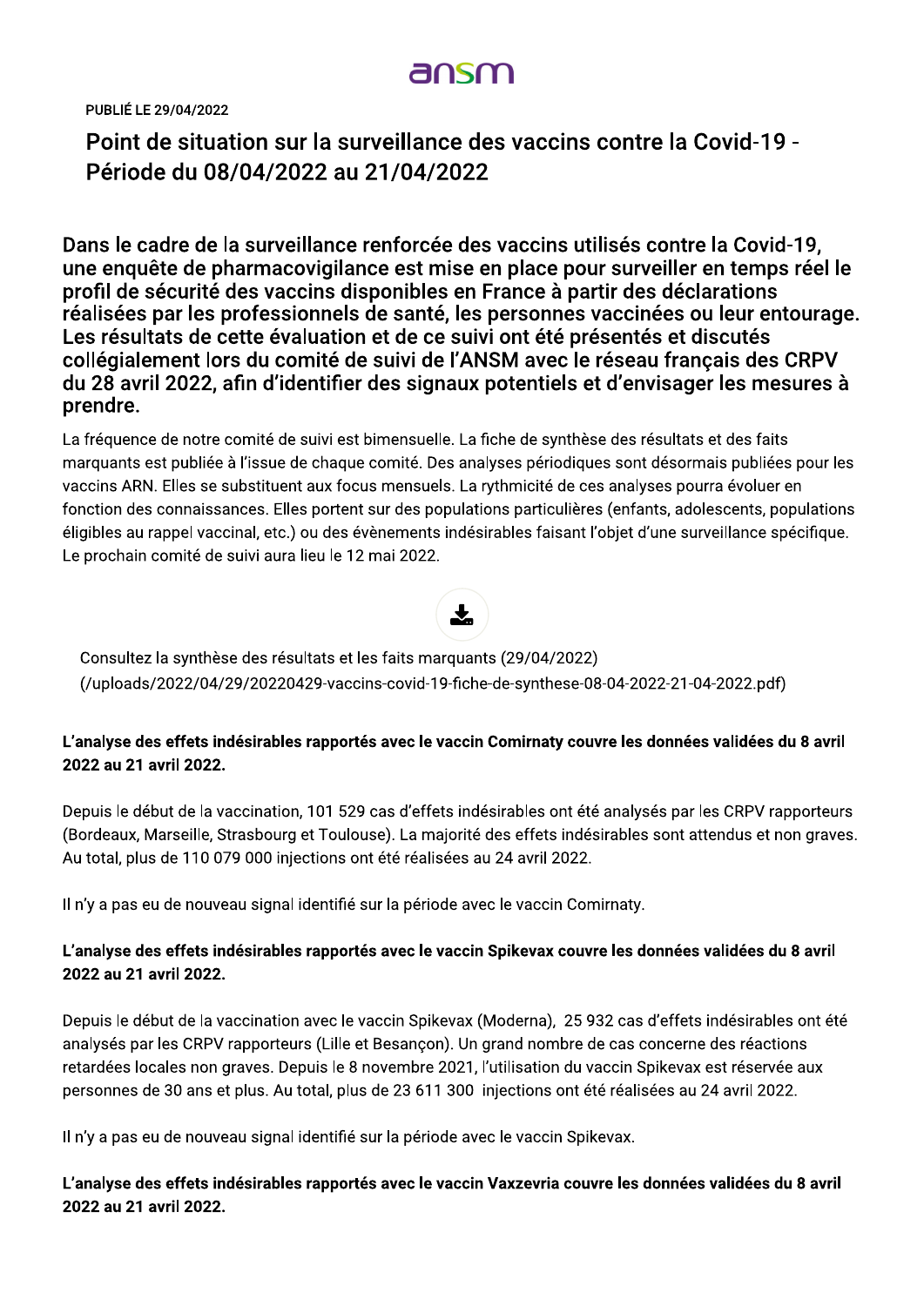ansm

PUBLIÉ LE 29/04/2022

# Point de situation sur la surveillance des vaccins contre la Covid-19 - Période du 08/04/2022 au 21/04/2022

**Dans le cadre de la surveillance renforcée des vaccins utilisés contre la Covid-19, une enquête de pharmacovigilance est mise en place pour surveiller en temps réel le profil de sécurité des vaccins disponibles en France à partir des déclarations réalisées par les professionnels de santé, les personnes vaccinées ou leur entourage. Les résultats de cette évaluation et de ce suivi ont été présentés et discutés collégialement lors du comité de suivi de l'ANSM avec le réseau français des CRPV du 28 avril 2022, afin d'identifier des signaux potentiels et d'envisager les mesures à prendre.**

La fréquence de notre comité de suivi est bimensuelle. La fiche de synthèse des résultats et des faits marquants est publiée à l'issue de chaque comité. Des analyses périodiques sont désormais publiées pour les vaccins ARN. Elles se substituent aux focus mensuels. La rythmicité de ces analyses pourra évoluer en fonction des connaissances. Elles portent sur des populations particulières (enfants, adolescents, populations éligibles au rappel vaccinal, etc.) ou des évènements indésirables faisant l'objet d'une surveillance spécifique. Le prochain comité de suivi aura lieu le 12 mai 2022.

Consultez la synthèse des résultats et les faits marquants (29/04/2022) (/uploads/2022/04/29/20220429-vaccins-covid-19-fiche-de-synthese-08-04-2022-21-04-2022.pdf)

**L'analyse des effets indésirables rapportés avec le vaccin Comirnaty couvre les données validées du 8 avril 2022 au 21 avril 2022.**

Depuis le début de la vaccination, 101 529 cas d'effets indésirables ont été analysés par les CRPV rapporteurs (Bordeaux, Marseille, Strasbourg et Toulouse). La majorité des effets indésirables sont attendus et non graves. Au total, plus de 110 079 000 injections ont été réalisées au 24 avril 2022.

Il n'y a pas eu de nouveau signal identifié sur la période avec le vaccin Comirnaty.

**L'analyse des effets indésirables rapportés avec le vaccin Spikevax couvre les données validées du 8 avril 2022 au 21 avril 2022.**

Depuis le début de la vaccination avec le vaccin Spikevax (Moderna), 25 932 cas d'effets indésirables ont été analysés par les CRPV rapporteurs (Lille et Besançon). Un grand nombre de cas concerne des réactions retardées locales non graves. Depuis le 8 novembre 2021, l'utilisation du vaccin Spikevax est réservée aux personnes de 30 ans et plus. Au total, plus de 23 611 300 injections ont été réalisées au 24 avril 2022.

Il n'y a pas eu de nouveau signal identifié sur la période avec le vaccin Spikevax.

**L'analyse des effets indésirables rapportés avec le vaccin Vaxzevria couvre les données validées du 8 avril 2022 au 21 avril 2022.**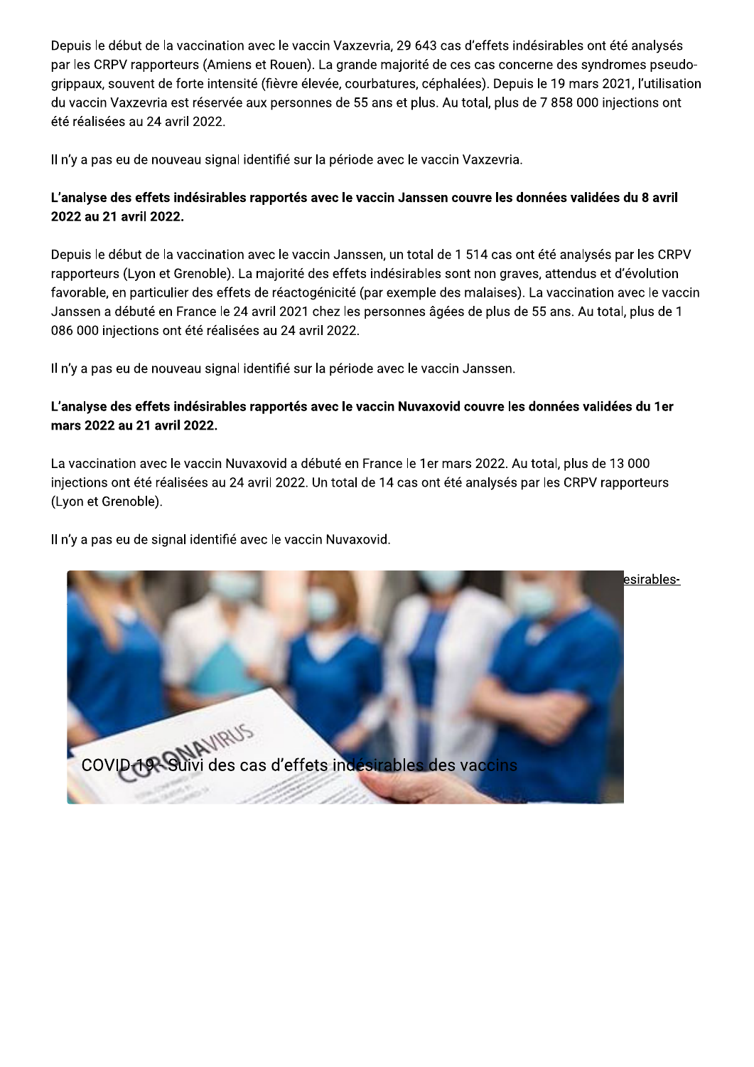Depuis le début de la vaccination avec le vaccin Vaxzevria, 29 643 cas d'effets indésirables ont été analysés par les CRPV rapporteurs (Amiens et Rouen). La grande majorité de ces cas concerne des syndromes pseudo-grippaux, souvent de forte intensité (fièvre élevée, courbatures, céphalées). Depuis le 19 mars 2021, l'utilisation du vaccin Vaxzevria est réservée aux personnes de 55 ans et plus. Au total, plus de 7 858 000 injections ont été réalisées au 24 avril 2022.

Il n'y a pas eu de nouveau signal identifié sur la période avec le vaccin Vaxzevria.

**L'analyse des effets indésirables rapportés avec le vaccin Janssen couvre les données validées du 8 avril 2022 au 21 avril 2022.**

Depuis le début de la vaccination avec le vaccin Janssen, un total de 1 514 cas ont été analysés par les CRPV rapporteurs (Lyon et Grenoble). La majorité des effets indésirables sont non graves, attendus et d'évolution favorable, en particulier des effets de réactogénicité (par exemple des malaises). La vaccination avec le vaccin Janssen a débuté en France le 24 avril 2021 chez les personnes âgées de plus de 55 ans. Au total, plus de 1 086 000 injections ont été réalisées au 24 avril 2022.

Il n'y a pas eu de nouveau signal identifié sur la période avec le vaccin Janssen.

**L'analyse des effets indésirables rapportés avec le vaccin Nuvaxovid couvre les données validées du 1er mars 2022 au 21 avril 2022.**

La vaccination avec le vaccin Nuvaxovid a débuté en France le 1er mars 2022. Au total, plus de 13 000 injections ont été réalisées au 24 avril 2022. Un total de 14 cas ont été analysés par les CRPV rapporteurs (Lyon et Grenoble).

Il n'y a pas eu de signal identifié avec le vaccin Nuvaxovid.

esirables-

COVID-19 - Suivi des cas d'effets indésirables des vaccins